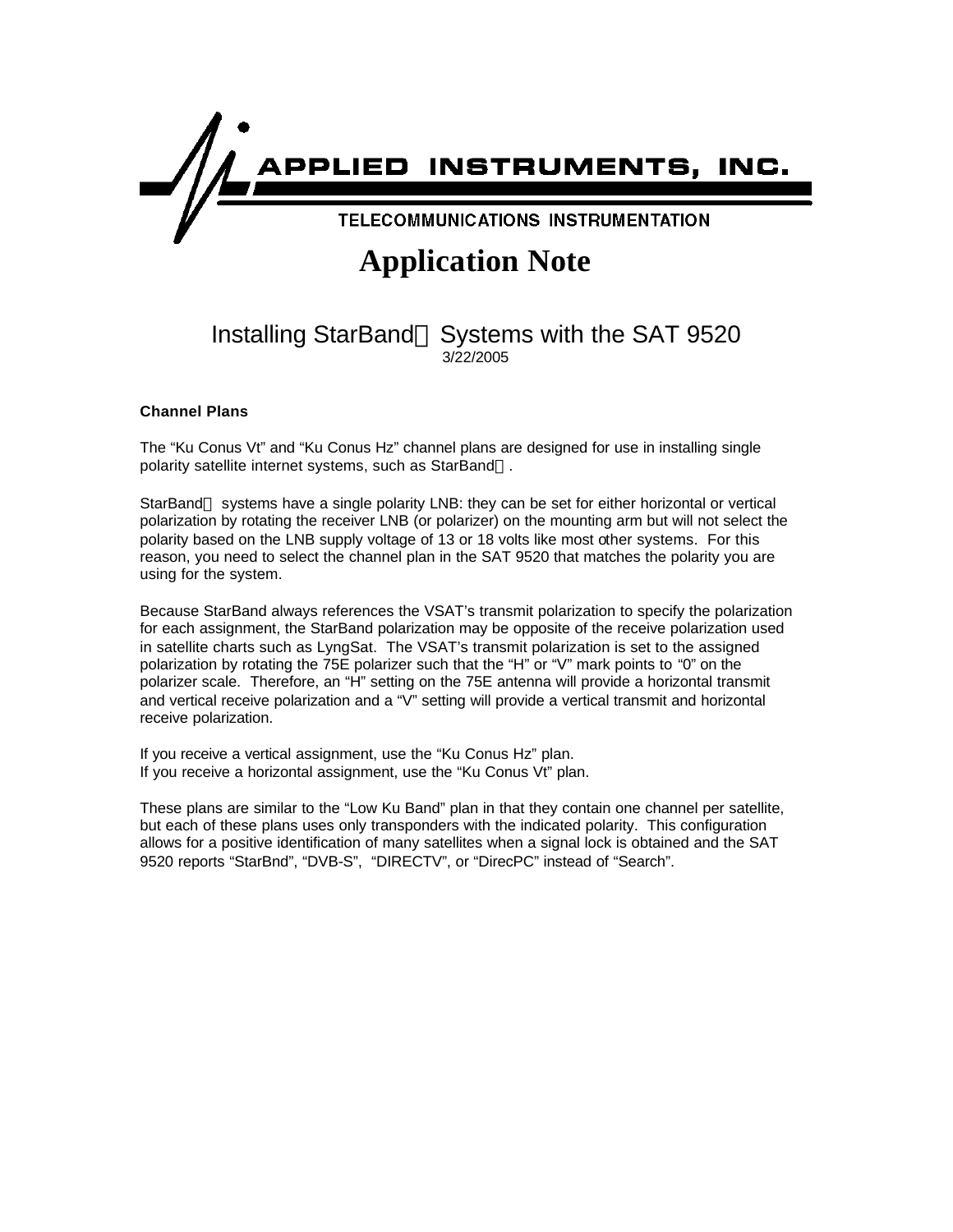APPLIED INSTRUMENTS, INC.

TELECOMMUNICATIONS INSTRUMENTATION

# Application Note

## Installing StarBand® Systems with the SAT 9520

3/22/2005

### Channel Plans

The “Ku Conus Vt” and “Ku Conus Hz” channel plans are designed for use in installing single polarity satellite internet systems, such as StarBand®.

StarBand® systems have a single polarity LNB: they can be set for either horizontal or vertical polarization by rotating the receiver LNB (or polarizer) on the mounting arm but will not select the polarity based on the LNB supply voltage of 13 or 18 volts like most other systems. For this reason, you need to select the channel plan in the SAT 9520 that matches the polarity you are using for the system.

Because StarBand always references the VSAT’s transmit polarization to specify the polarization for each assignment, the StarBand polarization may be opposite of the receive polarization used in satellite charts such as LyngSat. The VSAT’s transmit polarization is set to the assigned polarization by rotating the 75E polarizer such that the “H” or “V” mark points to “0” on the polarizer scale. Therefore, an “H” setting on the 75E antenna will provide a horizontal transmit and vertical receive polarization and a “V” setting will provide a vertical transmit and horizontal receive polarization.

If you receive a vertical assignment, use the “Ku Conus Hz” plan.
If you receive a horizontal assignment, use the “Ku Conus Vt” plan.

These plans are similar to the “Low Ku Band” plan in that they contain one channel per satellite, but each of these plans uses only transponders with the indicated polarity. This configuration allows for a positive identification of many satellites when a signal lock is obtained and the SAT 9520 reports “StarBnd”, “DVB-S”, “DIRECTV”, or “DirecPC” instead of “Search”.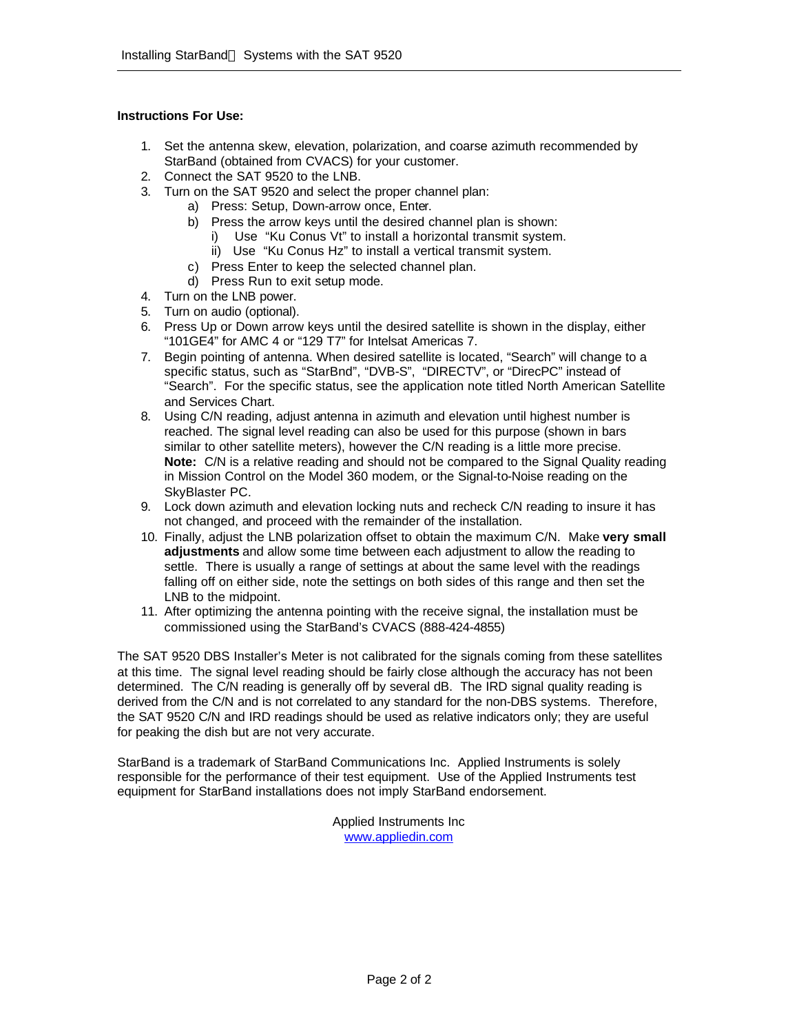**Instructions For Use:**

1. Set the antenna skew, elevation, polarization, and coarse azimuth recommended by StarBand (obtained from CVACS) for your customer.
2. Connect the SAT 9520 to the LNB.
3. Turn on the SAT 9520 and select the proper channel plan:
   a) Press: Setup, Down-arrow once, Enter.
   b) Press the arrow keys until the desired channel plan is shown:
      i) Use "Ku Conus Vt" to install a horizontal transmit system.
      ii) Use "Ku Conus Hz" to install a vertical transmit system.
   c) Press Enter to keep the selected channel plan.
   d) Press Run to exit setup mode.
4. Turn on the LNB power.
5. Turn on audio (optional).
6. Press Up or Down arrow keys until the desired satellite is shown in the display, either "101GE4" for AMC 4 or "129 T7" for Intelsat Americas 7.
7. Begin pointing of antenna. When desired satellite is located, "Search" will change to a specific status, such as "StarBnd", "DVB-S", "DIRECTV", or "DirecPC" instead of "Search". For the specific status, see the application note titled North American Satellite and Services Chart.
8. Using C/N reading, adjust antenna in azimuth and elevation until highest number is reached. The signal level reading can also be used for this purpose (shown in bars similar to other satellite meters), however the C/N reading is a little more precise. **Note:** C/N is a relative reading and should not be compared to the Signal Quality reading in Mission Control on the Model 360 modem, or the Signal-to-Noise reading on the SkyBlaster PC.
9. Lock down azimuth and elevation locking nuts and recheck C/N reading to insure it has not changed, and proceed with the remainder of the installation.
10. Finally, adjust the LNB polarization offset to obtain the maximum C/N. Make **very small adjustments** and allow some time between each adjustment to allow the reading to settle. There is usually a range of settings at about the same level with the readings falling off on either side, note the settings on both sides of this range and then set the LNB to the midpoint.
11. After optimizing the antenna pointing with the receive signal, the installation must be commissioned using the StarBand's CVACS (888-424-4855)

The SAT 9520 DBS Installer's Meter is not calibrated for the signals coming from these satellites at this time. The signal level reading should be fairly close although the accuracy has not been determined. The C/N reading is generally off by several dB. The IRD signal quality reading is derived from the C/N and is not correlated to any standard for the non-DBS systems. Therefore, the SAT 9520 C/N and IRD readings should be used as relative indicators only; they are useful for peaking the dish but are not very accurate.

StarBand is a trademark of StarBand Communications Inc. Applied Instruments is solely responsible for the performance of their test equipment. Use of the Applied Instruments test equipment for StarBand installations does not imply StarBand endorsement.

Applied Instruments Inc
www.appliedin.com